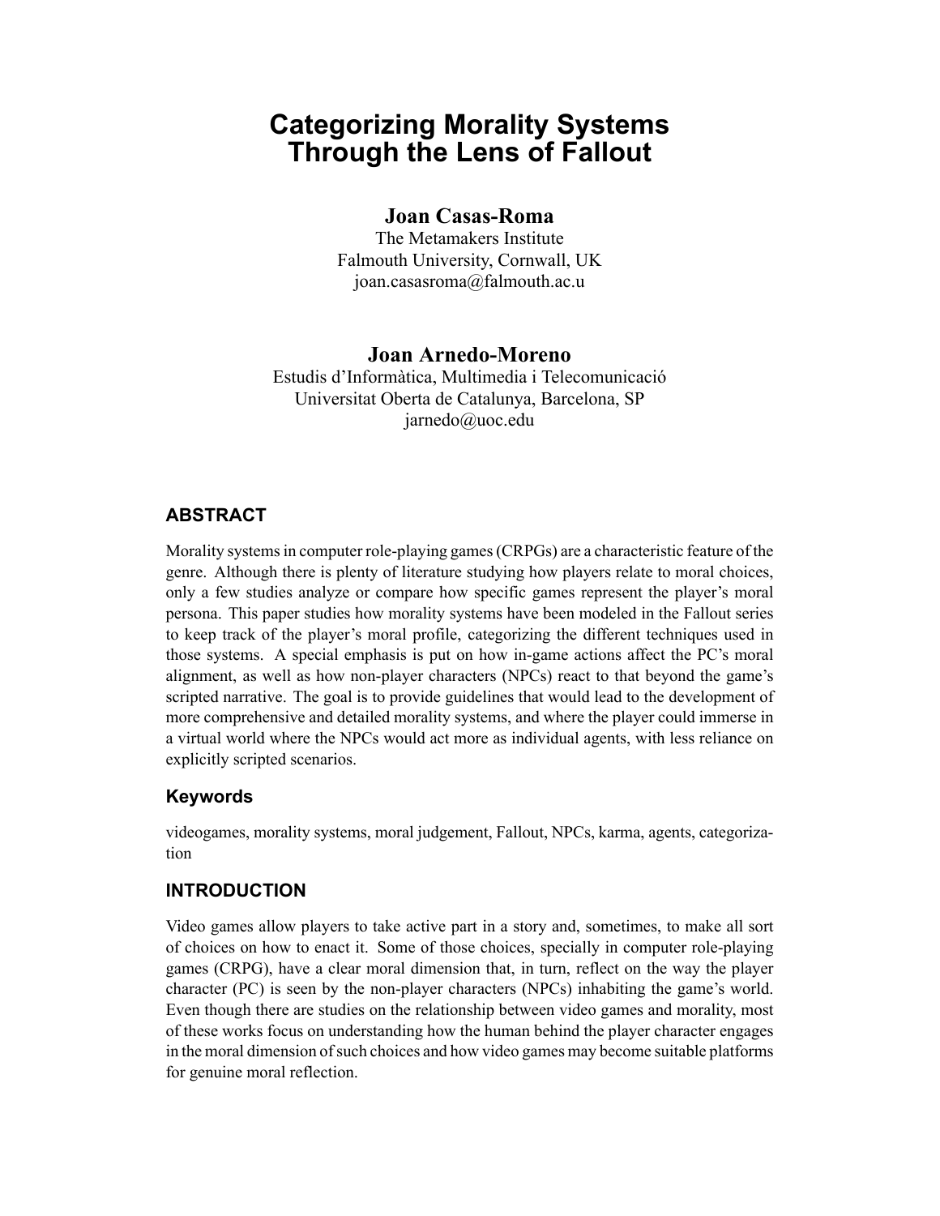# Categorizing Morality Systems Through the Lens of Fallout

**Joan Casas-Roma**
The Metamakers Institute
Falmouth University, Cornwall, UK
joan.casasroma@falmouth.ac.u

**Joan Arnedo-Moreno**
Estudis d'Informàtica, Multimedia i Telecomunicació
Universitat Oberta de Catalunya, Barcelona, SP
jarnedo@uoc.edu

## ABSTRACT

Morality systems in computer role-playing games (CRPGs) are a characteristic feature of the genre. Although there is plenty of literature studying how players relate to moral choices, only a few studies analyze or compare how specific games represent the player's moral persona. This paper studies how morality systems have been modeled in the Fallout series to keep track of the player's moral profile, categorizing the different techniques used in those systems. A special emphasis is put on how in-game actions affect the PC's moral alignment, as well as how non-player characters (NPCs) react to that beyond the game's scripted narrative. The goal is to provide guidelines that would lead to the development of more comprehensive and detailed morality systems, and where the player could immerse in a virtual world where the NPCs would act more as individual agents, with less reliance on explicitly scripted scenarios.

### Keywords

videogames, morality systems, moral judgement, Fallout, NPCs, karma, agents, categorization

## INTRODUCTION

Video games allow players to take active part in a story and, sometimes, to make all sort of choices on how to enact it. Some of those choices, specially in computer role-playing games (CRPG), have a clear moral dimension that, in turn, reflect on the way the player character (PC) is seen by the non-player characters (NPCs) inhabiting the game's world. Even though there are studies on the relationship between video games and morality, most of these works focus on understanding how the human behind the player character engages in the moral dimension of such choices and how video games may become suitable platforms for genuine moral reflection.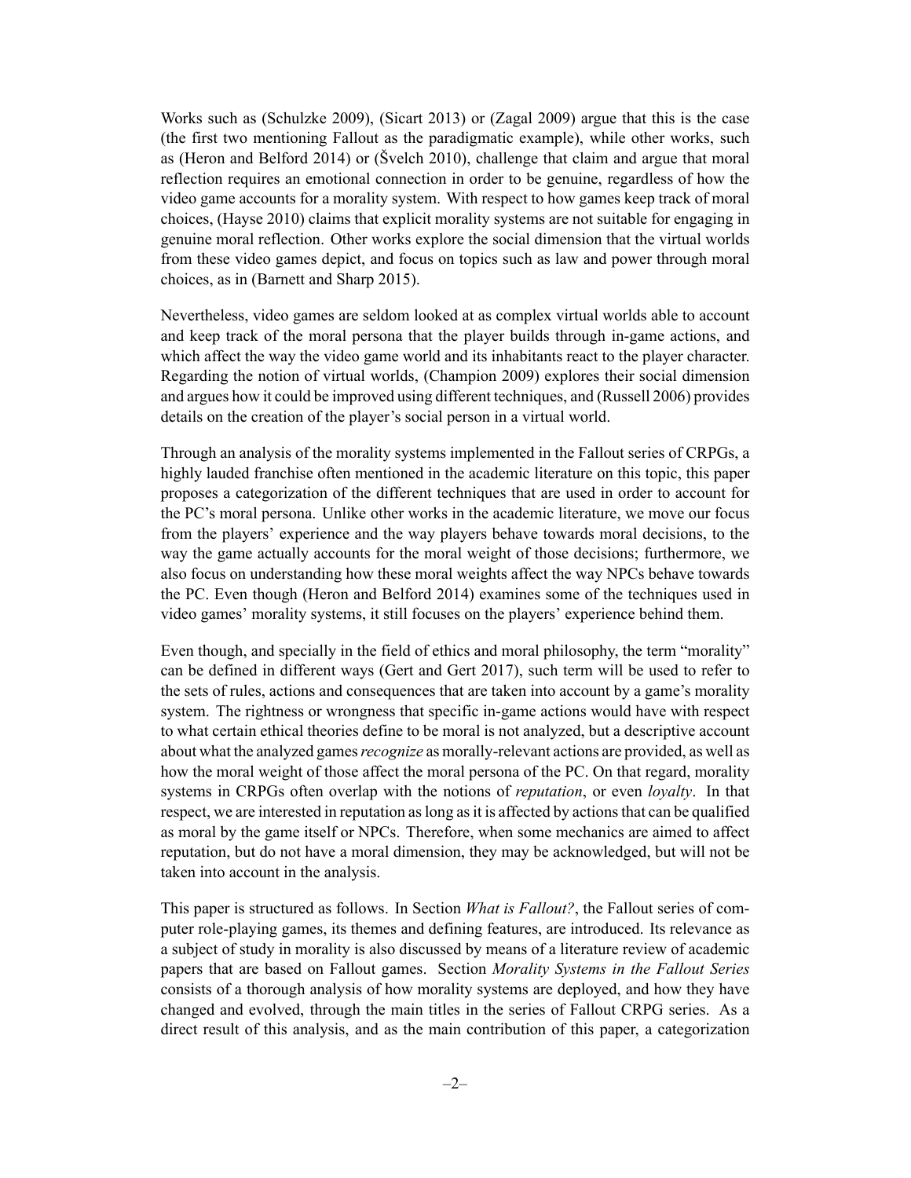Works such as (Schulzke 2009), (Sicart 2013) or (Zagal 2009) argue that this is the case (the first two mentioning Fallout as the paradigmatic example), while other works, such as (Heron and Belford 2014) or (Švelch 2010), challenge that claim and argue that moral reflection requires an emotional connection in order to be genuine, regardless of how the video game accounts for a morality system. With respect to how games keep track of moral choices, (Hayse 2010) claims that explicit morality systems are not suitable for engaging in genuine moral reflection. Other works explore the social dimension that the virtual worlds from these video games depict, and focus on topics such as law and power through moral choices, as in (Barnett and Sharp 2015).

Nevertheless, video games are seldom looked at as complex virtual worlds able to account and keep track of the moral persona that the player builds through in-game actions, and which affect the way the video game world and its inhabitants react to the player character. Regarding the notion of virtual worlds, (Champion 2009) explores their social dimension and argues how it could be improved using different techniques, and (Russell 2006) provides details on the creation of the player's social person in a virtual world.

Through an analysis of the morality systems implemented in the Fallout series of CRPGs, a highly lauded franchise often mentioned in the academic literature on this topic, this paper proposes a categorization of the different techniques that are used in order to account for the PC's moral persona. Unlike other works in the academic literature, we move our focus from the players' experience and the way players behave towards moral decisions, to the way the game actually accounts for the moral weight of those decisions; furthermore, we also focus on understanding how these moral weights affect the way NPCs behave towards the PC. Even though (Heron and Belford 2014) examines some of the techniques used in video games' morality systems, it still focuses on the players' experience behind them.

Even though, and specially in the field of ethics and moral philosophy, the term "morality" can be defined in different ways (Gert and Gert 2017), such term will be used to refer to the sets of rules, actions and consequences that are taken into account by a game's morality system. The rightness or wrongness that specific in-game actions would have with respect to what certain ethical theories define to be moral is not analyzed, but a descriptive account about what the analyzed games *recognize* as morally-relevant actions are provided, as well as how the moral weight of those affect the moral persona of the PC. On that regard, morality systems in CRPGs often overlap with the notions of *reputation*, or even *loyalty*. In that respect, we are interested in reputation as long as it is affected by actions that can be qualified as moral by the game itself or NPCs. Therefore, when some mechanics are aimed to affect reputation, but do not have a moral dimension, they may be acknowledged, but will not be taken into account in the analysis.

This paper is structured as follows. In Section *What is Fallout?*, the Fallout series of computer role-playing games, its themes and defining features, are introduced. Its relevance as a subject of study in morality is also discussed by means of a literature review of academic papers that are based on Fallout games. Section *Morality Systems in the Fallout Series* consists of a thorough analysis of how morality systems are deployed, and how they have changed and evolved, through the main titles in the series of Fallout CRPG series. As a direct result of this analysis, and as the main contribution of this paper, a categorization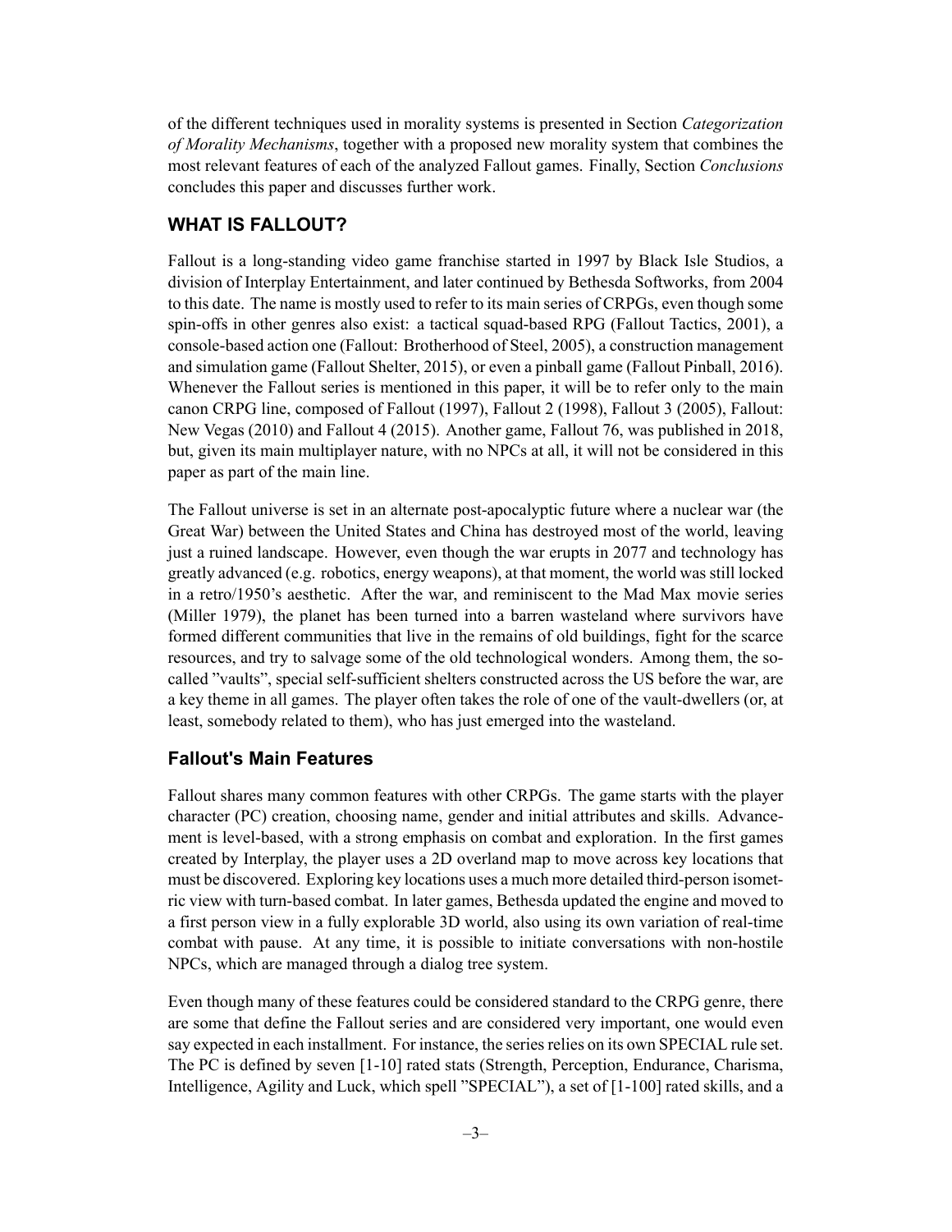of the different techniques used in morality systems is presented in Section *Categorization of Morality Mechanisms*, together with a proposed new morality system that combines the most relevant features of each of the analyzed Fallout games. Finally, Section *Conclusions* concludes this paper and discusses further work.

## WHAT IS FALLOUT?

Fallout is a long-standing video game franchise started in 1997 by Black Isle Studios, a division of Interplay Entertainment, and later continued by Bethesda Softworks, from 2004 to this date. The name is mostly used to refer to its main series of CRPGs, even though some spin-offs in other genres also exist: a tactical squad-based RPG (Fallout Tactics, 2001), a console-based action one (Fallout: Brotherhood of Steel, 2005), a construction management and simulation game (Fallout Shelter, 2015), or even a pinball game (Fallout Pinball, 2016). Whenever the Fallout series is mentioned in this paper, it will be to refer only to the main canon CRPG line, composed of Fallout (1997), Fallout 2 (1998), Fallout 3 (2005), Fallout: New Vegas (2010) and Fallout 4 (2015). Another game, Fallout 76, was published in 2018, but, given its main multiplayer nature, with no NPCs at all, it will not be considered in this paper as part of the main line.

The Fallout universe is set in an alternate post-apocalyptic future where a nuclear war (the Great War) between the United States and China has destroyed most of the world, leaving just a ruined landscape. However, even though the war erupts in 2077 and technology has greatly advanced (e.g. robotics, energy weapons), at that moment, the world was still locked in a retro/1950's aesthetic. After the war, and reminiscent to the Mad Max movie series (Miller 1979), the planet has been turned into a barren wasteland where survivors have formed different communities that live in the remains of old buildings, fight for the scarce resources, and try to salvage some of the old technological wonders. Among them, the so-called "vaults", special self-sufficient shelters constructed across the US before the war, are a key theme in all games. The player often takes the role of one of the vault-dwellers (or, at least, somebody related to them), who has just emerged into the wasteland.

### Fallout's Main Features

Fallout shares many common features with other CRPGs. The game starts with the player character (PC) creation, choosing name, gender and initial attributes and skills. Advancement is level-based, with a strong emphasis on combat and exploration. In the first games created by Interplay, the player uses a 2D overland map to move across key locations that must be discovered. Exploring key locations uses a much more detailed third-person isometric view with turn-based combat. In later games, Bethesda updated the engine and moved to a first person view in a fully explorable 3D world, also using its own variation of real-time combat with pause. At any time, it is possible to initiate conversations with non-hostile NPCs, which are managed through a dialog tree system.

Even though many of these features could be considered standard to the CRPG genre, there are some that define the Fallout series and are considered very important, one would even say expected in each installment. For instance, the series relies on its own SPECIAL rule set. The PC is defined by seven [1-10] rated stats (Strength, Perception, Endurance, Charisma, Intelligence, Agility and Luck, which spell "SPECIAL"), a set of [1-100] rated skills, and a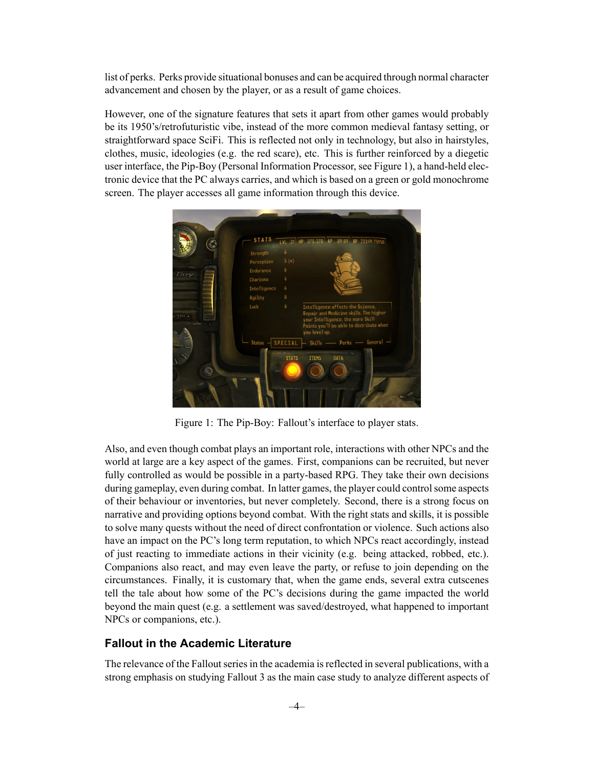list of perks. Perks provide situational bonuses and can be acquired through normal character advancement and chosen by the player, or as a result of game choices.

However, one of the signature features that sets it apart from other games would probably be its 1950's/retrofuturistic vibe, instead of the more common medieval fantasy setting, or straightforward space SciFi. This is reflected not only in technology, but also in hairstyles, clothes, music, ideologies (e.g. the red scare), etc. This is further reinforced by a diegetic user interface, the Pip-Boy (Personal Information Processor, see Figure 1), a hand-held electronic device that the PC always carries, and which is based on a green or gold monochrome screen. The player accesses all game information through this device.

Figure 1: The Pip-Boy: Fallout's interface to player stats.

Also, and even though combat plays an important role, interactions with other NPCs and the world at large are a key aspect of the games. First, companions can be recruited, but never fully controlled as would be possible in a party-based RPG. They take their own decisions during gameplay, even during combat. In latter games, the player could control some aspects of their behaviour or inventories, but never completely. Second, there is a strong focus on narrative and providing options beyond combat. With the right stats and skills, it is possible to solve many quests without the need of direct confrontation or violence. Such actions also have an impact on the PC's long term reputation, to which NPCs react accordingly, instead of just reacting to immediate actions in their vicinity (e.g. being attacked, robbed, etc.). Companions also react, and may even leave the party, or refuse to join depending on the circumstances. Finally, it is customary that, when the game ends, several extra cutscenes tell the tale about how some of the PC's decisions during the game impacted the world beyond the main quest (e.g. a settlement was saved/destroyed, what happened to important NPCs or companions, etc.).

## Fallout in the Academic Literature

The relevance of the Fallout series in the academia is reflected in several publications, with a strong emphasis on studying Fallout 3 as the main case study to analyze different aspects of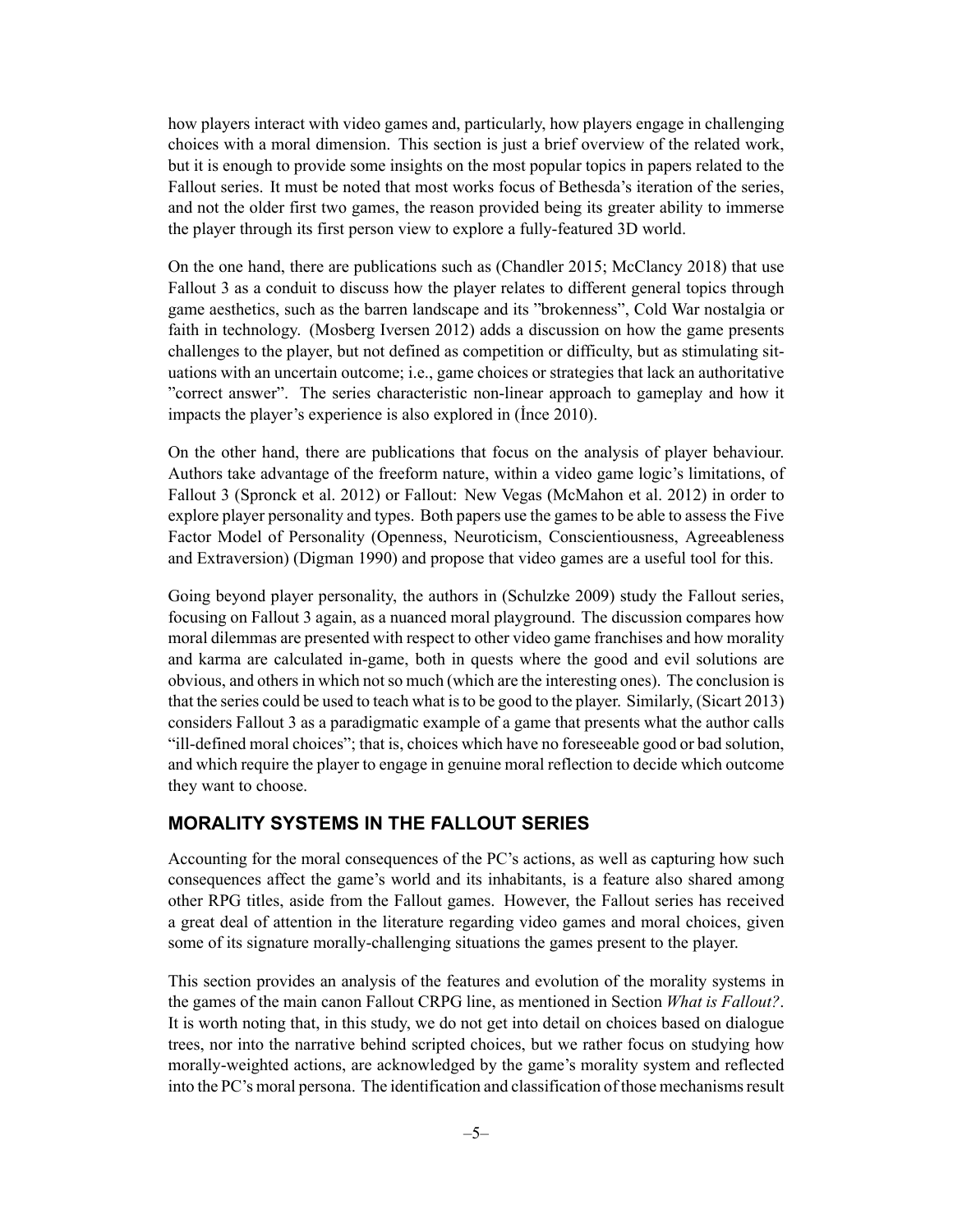how players interact with video games and, particularly, how players engage in challenging choices with a moral dimension. This section is just a brief overview of the related work, but it is enough to provide some insights on the most popular topics in papers related to the Fallout series. It must be noted that most works focus of Bethesda's iteration of the series, and not the older first two games, the reason provided being its greater ability to immerse the player through its first person view to explore a fully-featured 3D world.

On the one hand, there are publications such as (Chandler 2015; McClancy 2018) that use Fallout 3 as a conduit to discuss how the player relates to different general topics through game aesthetics, such as the barren landscape and its "brokenness", Cold War nostalgia or faith in technology. (Mosberg Iversen 2012) adds a discussion on how the game presents challenges to the player, but not defined as competition or difficulty, but as stimulating situations with an uncertain outcome; i.e., game choices or strategies that lack an authoritative "correct answer". The series characteristic non-linear approach to gameplay and how it impacts the player's experience is also explored in (İnce 2010).

On the other hand, there are publications that focus on the analysis of player behaviour. Authors take advantage of the freeform nature, within a video game logic's limitations, of Fallout 3 (Spronck et al. 2012) or Fallout: New Vegas (McMahon et al. 2012) in order to explore player personality and types. Both papers use the games to be able to assess the Five Factor Model of Personality (Openness, Neuroticism, Conscientiousness, Agreeableness and Extraversion) (Digman 1990) and propose that video games are a useful tool for this.

Going beyond player personality, the authors in (Schulzke 2009) study the Fallout series, focusing on Fallout 3 again, as a nuanced moral playground. The discussion compares how moral dilemmas are presented with respect to other video game franchises and how morality and karma are calculated in-game, both in quests where the good and evil solutions are obvious, and others in which not so much (which are the interesting ones). The conclusion is that the series could be used to teach what is to be good to the player. Similarly, (Sicart 2013) considers Fallout 3 as a paradigmatic example of a game that presents what the author calls "ill-defined moral choices"; that is, choices which have no foreseeable good or bad solution, and which require the player to engage in genuine moral reflection to decide which outcome they want to choose.

## MORALITY SYSTEMS IN THE FALLOUT SERIES

Accounting for the moral consequences of the PC's actions, as well as capturing how such consequences affect the game's world and its inhabitants, is a feature also shared among other RPG titles, aside from the Fallout games. However, the Fallout series has received a great deal of attention in the literature regarding video games and moral choices, given some of its signature morally-challenging situations the games present to the player.

This section provides an analysis of the features and evolution of the morality systems in the games of the main canon Fallout CRPG line, as mentioned in Section *What is Fallout?*. It is worth noting that, in this study, we do not get into detail on choices based on dialogue trees, nor into the narrative behind scripted choices, but we rather focus on studying how morally-weighted actions, are acknowledged by the game's morality system and reflected into the PC's moral persona. The identification and classification of those mechanisms result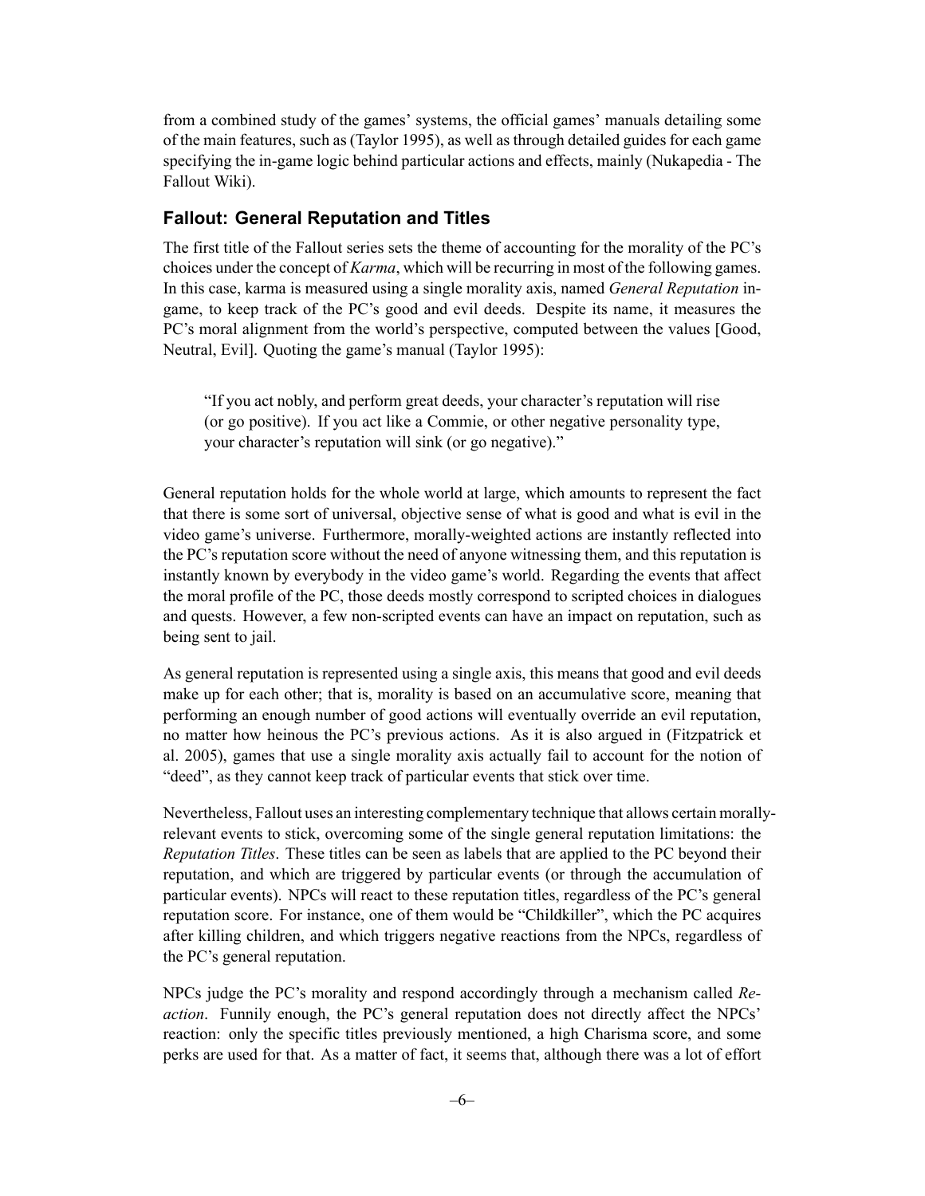from a combined study of the games' systems, the official games' manuals detailing some of the main features, such as (Taylor 1995), as well as through detailed guides for each game specifying the in-game logic behind particular actions and effects, mainly (Nukapedia - The Fallout Wiki).

## Fallout: General Reputation and Titles

The first title of the Fallout series sets the theme of accounting for the morality of the PC's choices under the concept of *Karma*, which will be recurring in most of the following games. In this case, karma is measured using a single morality axis, named *General Reputation* in-game, to keep track of the PC's good and evil deeds. Despite its name, it measures the PC's moral alignment from the world's perspective, computed between the values [Good, Neutral, Evil]. Quoting the game's manual (Taylor 1995):

> "If you act nobly, and perform great deeds, your character's reputation will rise (or go positive). If you act like a Commie, or other negative personality type, your character's reputation will sink (or go negative)."

General reputation holds for the whole world at large, which amounts to represent the fact that there is some sort of universal, objective sense of what is good and what is evil in the video game's universe. Furthermore, morally-weighted actions are instantly reflected into the PC's reputation score without the need of anyone witnessing them, and this reputation is instantly known by everybody in the video game's world. Regarding the events that affect the moral profile of the PC, those deeds mostly correspond to scripted choices in dialogues and quests. However, a few non-scripted events can have an impact on reputation, such as being sent to jail.

As general reputation is represented using a single axis, this means that good and evil deeds make up for each other; that is, morality is based on an accumulative score, meaning that performing an enough number of good actions will eventually override an evil reputation, no matter how heinous the PC's previous actions. As it is also argued in (Fitzpatrick et al. 2005), games that use a single morality axis actually fail to account for the notion of "deed", as they cannot keep track of particular events that stick over time.

Nevertheless, Fallout uses an interesting complementary technique that allows certain morally-relevant events to stick, overcoming some of the single general reputation limitations: the *Reputation Titles*. These titles can be seen as labels that are applied to the PC beyond their reputation, and which are triggered by particular events (or through the accumulation of particular events). NPCs will react to these reputation titles, regardless of the PC's general reputation score. For instance, one of them would be "Childkiller", which the PC acquires after killing children, and which triggers negative reactions from the NPCs, regardless of the PC's general reputation.

NPCs judge the PC's morality and respond accordingly through a mechanism called *Reaction*. Funnily enough, the PC's general reputation does not directly affect the NPCs' reaction: only the specific titles previously mentioned, a high Charisma score, and some perks are used for that. As a matter of fact, it seems that, although there was a lot of effort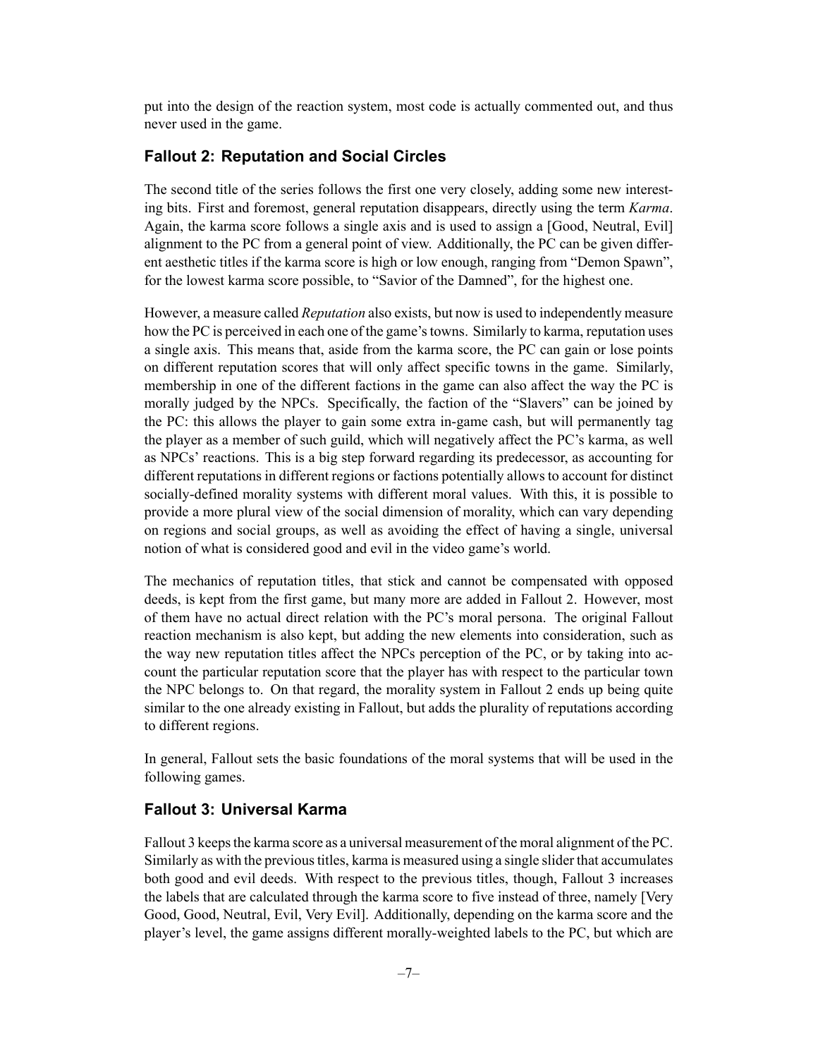put into the design of the reaction system, most code is actually commented out, and thus never used in the game.

## Fallout 2: Reputation and Social Circles

The second title of the series follows the first one very closely, adding some new interesting bits. First and foremost, general reputation disappears, directly using the term *Karma*. Again, the karma score follows a single axis and is used to assign a [Good, Neutral, Evil] alignment to the PC from a general point of view. Additionally, the PC can be given different aesthetic titles if the karma score is high or low enough, ranging from "Demon Spawn", for the lowest karma score possible, to "Savior of the Damned", for the highest one.

However, a measure called *Reputation* also exists, but now is used to independently measure how the PC is perceived in each one of the game's towns. Similarly to karma, reputation uses a single axis. This means that, aside from the karma score, the PC can gain or lose points on different reputation scores that will only affect specific towns in the game. Similarly, membership in one of the different factions in the game can also affect the way the PC is morally judged by the NPCs. Specifically, the faction of the "Slavers" can be joined by the PC: this allows the player to gain some extra in-game cash, but will permanently tag the player as a member of such guild, which will negatively affect the PC's karma, as well as NPCs' reactions. This is a big step forward regarding its predecessor, as accounting for different reputations in different regions or factions potentially allows to account for distinct socially-defined morality systems with different moral values. With this, it is possible to provide a more plural view of the social dimension of morality, which can vary depending on regions and social groups, as well as avoiding the effect of having a single, universal notion of what is considered good and evil in the video game's world.

The mechanics of reputation titles, that stick and cannot be compensated with opposed deeds, is kept from the first game, but many more are added in Fallout 2. However, most of them have no actual direct relation with the PC's moral persona. The original Fallout reaction mechanism is also kept, but adding the new elements into consideration, such as the way new reputation titles affect the NPCs perception of the PC, or by taking into account the particular reputation score that the player has with respect to the particular town the NPC belongs to. On that regard, the morality system in Fallout 2 ends up being quite similar to the one already existing in Fallout, but adds the plurality of reputations according to different regions.

In general, Fallout sets the basic foundations of the moral systems that will be used in the following games.

## Fallout 3: Universal Karma

Fallout 3 keeps the karma score as a universal measurement of the moral alignment of the PC. Similarly as with the previous titles, karma is measured using a single slider that accumulates both good and evil deeds. With respect to the previous titles, though, Fallout 3 increases the labels that are calculated through the karma score to five instead of three, namely [Very Good, Good, Neutral, Evil, Very Evil]. Additionally, depending on the karma score and the player's level, the game assigns different morally-weighted labels to the PC, but which are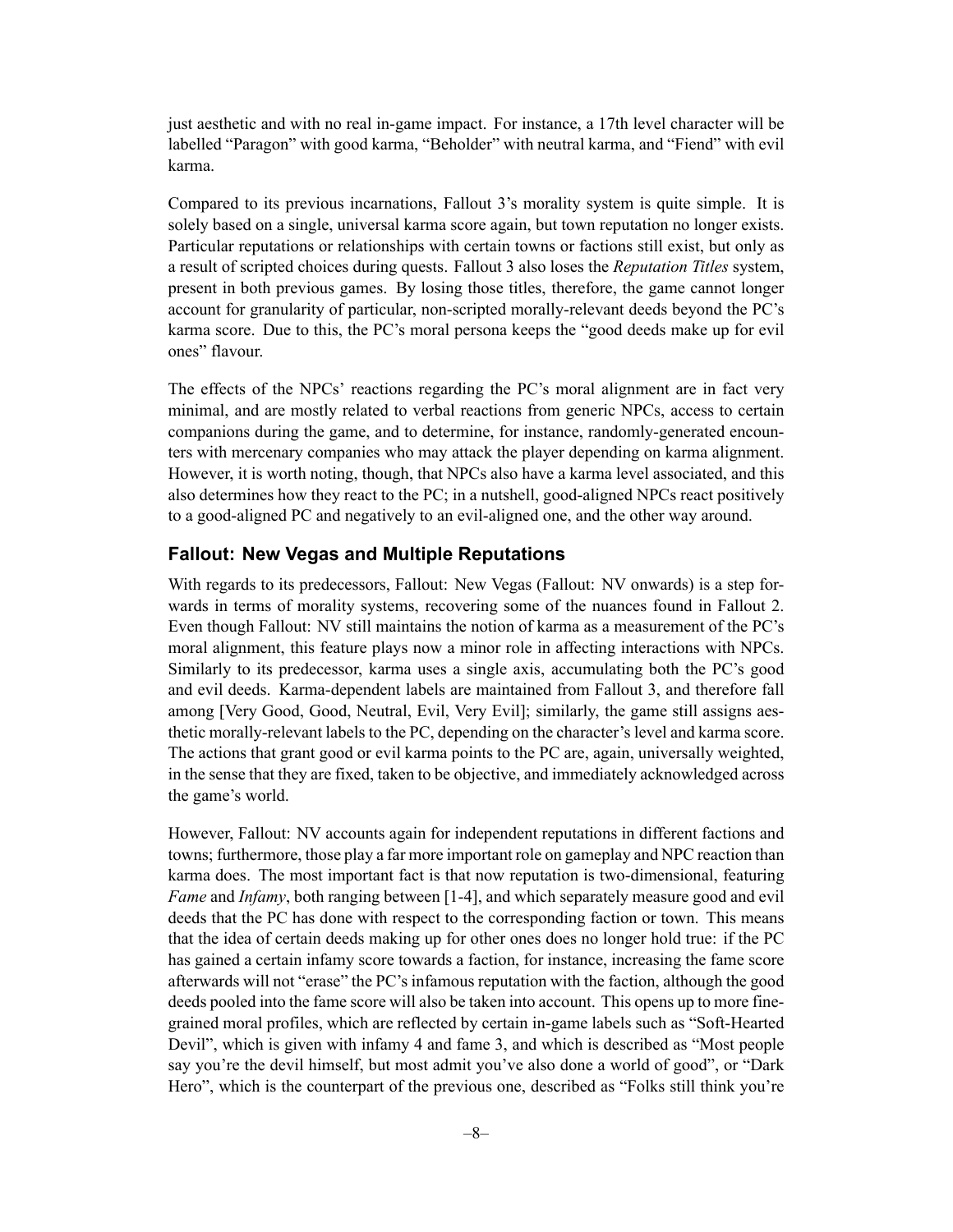just aesthetic and with no real in-game impact. For instance, a 17th level character will be labelled "Paragon" with good karma, "Beholder" with neutral karma, and "Fiend" with evil karma.

Compared to its previous incarnations, Fallout 3's morality system is quite simple. It is solely based on a single, universal karma score again, but town reputation no longer exists. Particular reputations or relationships with certain towns or factions still exist, but only as a result of scripted choices during quests. Fallout 3 also loses the *Reputation Titles* system, present in both previous games. By losing those titles, therefore, the game cannot longer account for granularity of particular, non-scripted morally-relevant deeds beyond the PC's karma score. Due to this, the PC's moral persona keeps the "good deeds make up for evil ones" flavour.

The effects of the NPCs' reactions regarding the PC's moral alignment are in fact very minimal, and are mostly related to verbal reactions from generic NPCs, access to certain companions during the game, and to determine, for instance, randomly-generated encounters with mercenary companies who may attack the player depending on karma alignment. However, it is worth noting, though, that NPCs also have a karma level associated, and this also determines how they react to the PC; in a nutshell, good-aligned NPCs react positively to a good-aligned PC and negatively to an evil-aligned one, and the other way around.

## Fallout: New Vegas and Multiple Reputations

With regards to its predecessors, Fallout: New Vegas (Fallout: NV onwards) is a step forwards in terms of morality systems, recovering some of the nuances found in Fallout 2. Even though Fallout: NV still maintains the notion of karma as a measurement of the PC's moral alignment, this feature plays now a minor role in affecting interactions with NPCs. Similarly to its predecessor, karma uses a single axis, accumulating both the PC's good and evil deeds. Karma-dependent labels are maintained from Fallout 3, and therefore fall among [Very Good, Good, Neutral, Evil, Very Evil]; similarly, the game still assigns aesthetic morally-relevant labels to the PC, depending on the character's level and karma score. The actions that grant good or evil karma points to the PC are, again, universally weighted, in the sense that they are fixed, taken to be objective, and immediately acknowledged across the game's world.

However, Fallout: NV accounts again for independent reputations in different factions and towns; furthermore, those play a far more important role on gameplay and NPC reaction than karma does. The most important fact is that now reputation is two-dimensional, featuring *Fame* and *Infamy*, both ranging between [1-4], and which separately measure good and evil deeds that the PC has done with respect to the corresponding faction or town. This means that the idea of certain deeds making up for other ones does no longer hold true: if the PC has gained a certain infamy score towards a faction, for instance, increasing the fame score afterwards will not "erase" the PC's infamous reputation with the faction, although the good deeds pooled into the fame score will also be taken into account. This opens up to more fine-grained moral profiles, which are reflected by certain in-game labels such as "Soft-Hearted Devil", which is given with infamy 4 and fame 3, and which is described as "Most people say you're the devil himself, but most admit you've also done a world of good", or "Dark Hero", which is the counterpart of the previous one, described as "Folks still think you're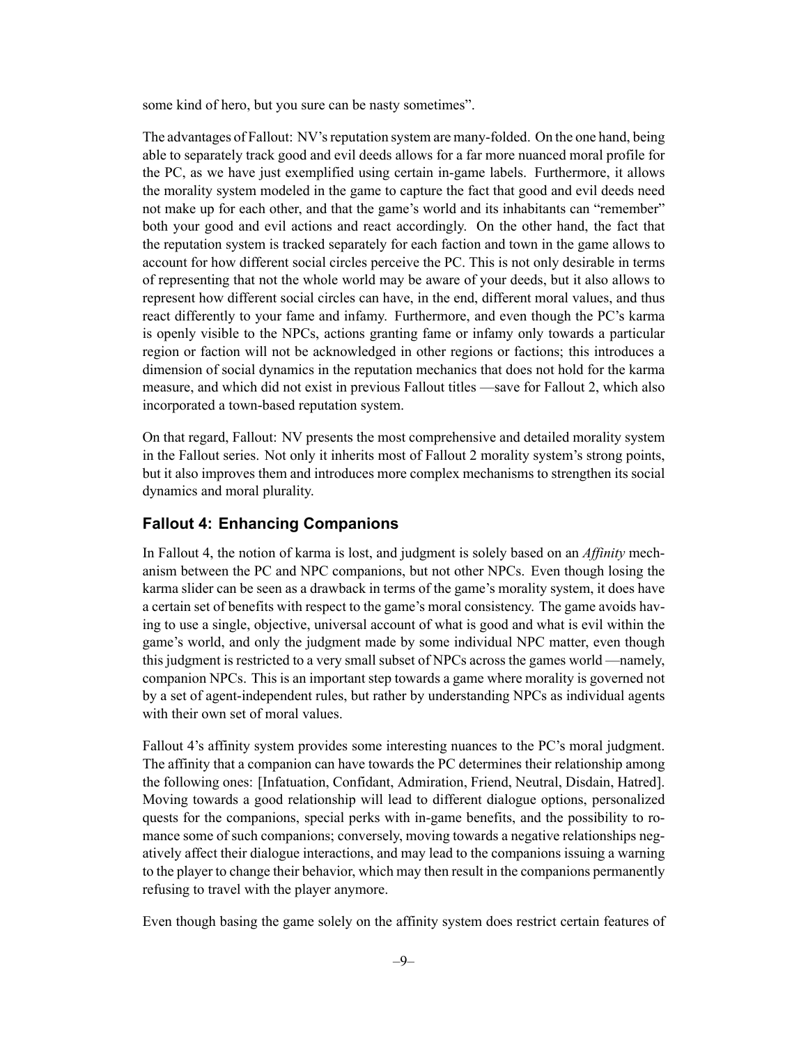some kind of hero, but you sure can be nasty sometimes".

The advantages of Fallout: NV's reputation system are many-folded. On the one hand, being able to separately track good and evil deeds allows for a far more nuanced moral profile for the PC, as we have just exemplified using certain in-game labels. Furthermore, it allows the morality system modeled in the game to capture the fact that good and evil deeds need not make up for each other, and that the game's world and its inhabitants can "remember" both your good and evil actions and react accordingly. On the other hand, the fact that the reputation system is tracked separately for each faction and town in the game allows to account for how different social circles perceive the PC. This is not only desirable in terms of representing that not the whole world may be aware of your deeds, but it also allows to represent how different social circles can have, in the end, different moral values, and thus react differently to your fame and infamy. Furthermore, and even though the PC's karma is openly visible to the NPCs, actions granting fame or infamy only towards a particular region or faction will not be acknowledged in other regions or factions; this introduces a dimension of social dynamics in the reputation mechanics that does not hold for the karma measure, and which did not exist in previous Fallout titles —save for Fallout 2, which also incorporated a town-based reputation system.

On that regard, Fallout: NV presents the most comprehensive and detailed morality system in the Fallout series. Not only it inherits most of Fallout 2 morality system's strong points, but it also improves them and introduces more complex mechanisms to strengthen its social dynamics and moral plurality.

### Fallout 4: Enhancing Companions

In Fallout 4, the notion of karma is lost, and judgment is solely based on an *Affinity* mechanism between the PC and NPC companions, but not other NPCs. Even though losing the karma slider can be seen as a drawback in terms of the game's morality system, it does have a certain set of benefits with respect to the game's moral consistency. The game avoids having to use a single, objective, universal account of what is good and what is evil within the game's world, and only the judgment made by some individual NPC matter, even though this judgment is restricted to a very small subset of NPCs across the games world —namely, companion NPCs. This is an important step towards a game where morality is governed not by a set of agent-independent rules, but rather by understanding NPCs as individual agents with their own set of moral values.

Fallout 4's affinity system provides some interesting nuances to the PC's moral judgment. The affinity that a companion can have towards the PC determines their relationship among the following ones: [Infatuation, Confidant, Admiration, Friend, Neutral, Disdain, Hatred]. Moving towards a good relationship will lead to different dialogue options, personalized quests for the companions, special perks with in-game benefits, and the possibility to romance some of such companions; conversely, moving towards a negative relationships negatively affect their dialogue interactions, and may lead to the companions issuing a warning to the player to change their behavior, which may then result in the companions permanently refusing to travel with the player anymore.

Even though basing the game solely on the affinity system does restrict certain features of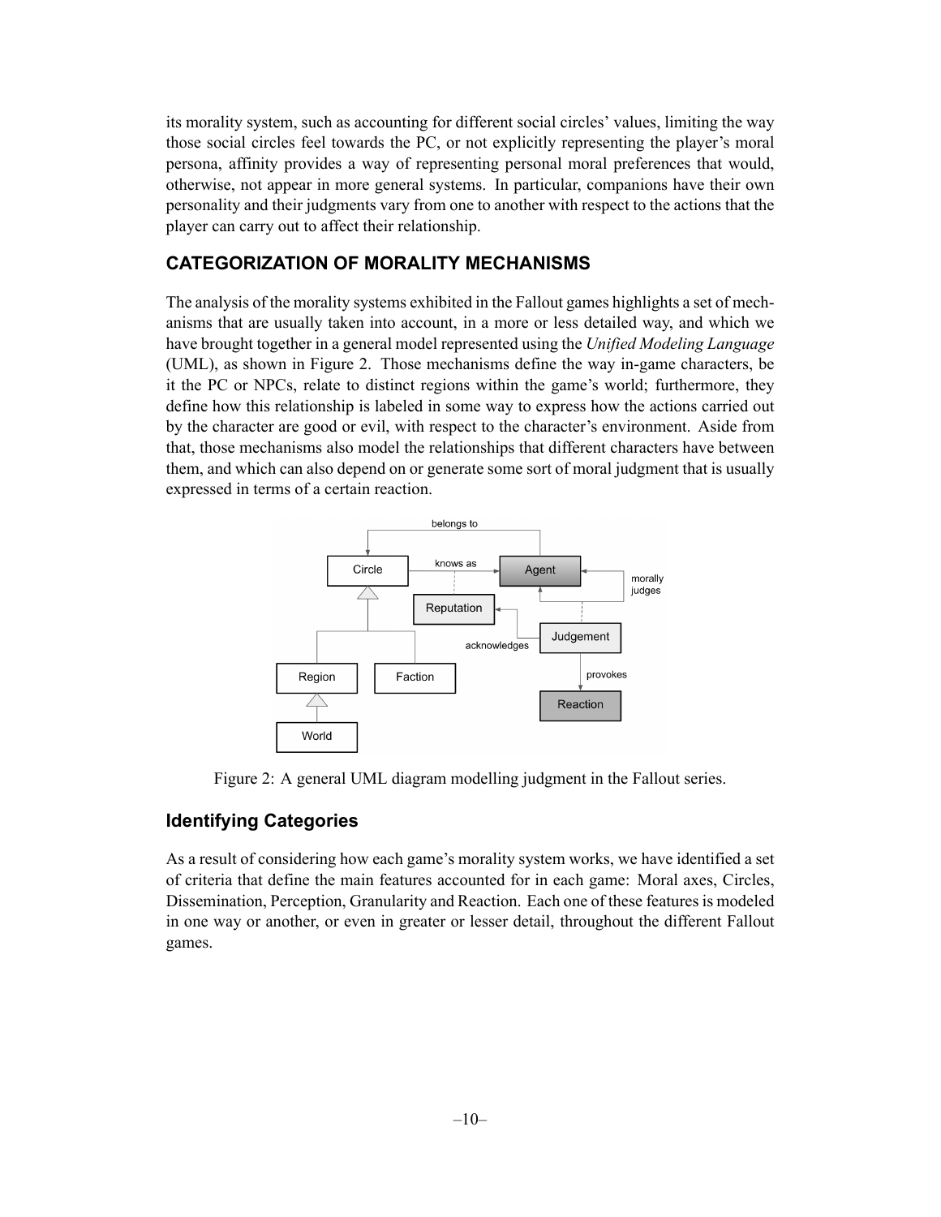its morality system, such as accounting for different social circles' values, limiting the way those social circles feel towards the PC, or not explicitly representing the player's moral persona, affinity provides a way of representing personal moral preferences that would, otherwise, not appear in more general systems. In particular, companions have their own personality and their judgments vary from one to another with respect to the actions that the player can carry out to affect their relationship.

## CATEGORIZATION OF MORALITY MECHANISMS

The analysis of the morality systems exhibited in the Fallout games highlights a set of mechanisms that are usually taken into account, in a more or less detailed way, and which we have brought together in a general model represented using the *Unified Modeling Language* (UML), as shown in Figure 2. Those mechanisms define the way in-game characters, be it the PC or NPCs, relate to distinct regions within the game's world; furthermore, they define how this relationship is labeled in some way to express how the actions carried out by the character are good or evil, with respect to the character's environment. Aside from that, those mechanisms also model the relationships that different characters have between them, and which can also depend on or generate some sort of moral judgment that is usually expressed in terms of a certain reaction.

Figure 2: A general UML diagram modelling judgment in the Fallout series.

### Identifying Categories

As a result of considering how each game's morality system works, we have identified a set of criteria that define the main features accounted for in each game: Moral axes, Circles, Dissemination, Perception, Granularity and Reaction. Each one of these features is modeled in one way or another, or even in greater or lesser detail, throughout the different Fallout games.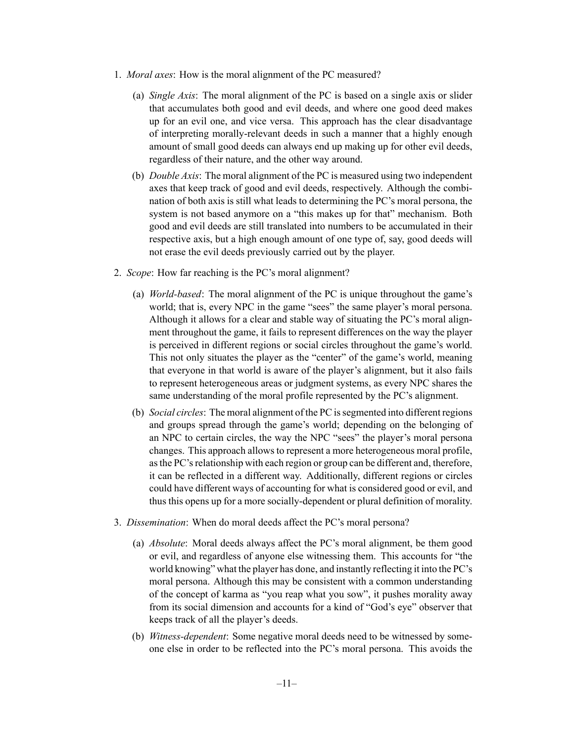1. *Moral axes*: How is the moral alignment of the PC measured?

   (a) *Single Axis*: The moral alignment of the PC is based on a single axis or slider that accumulates both good and evil deeds, and where one good deed makes up for an evil one, and vice versa. This approach has the clear disadvantage of interpreting morally-relevant deeds in such a manner that a highly enough amount of small good deeds can always end up making up for other evil deeds, regardless of their nature, and the other way around.

   (b) *Double Axis*: The moral alignment of the PC is measured using two independent axes that keep track of good and evil deeds, respectively. Although the combination of both axis is still what leads to determining the PC's moral persona, the system is not based anymore on a "this makes up for that" mechanism. Both good and evil deeds are still translated into numbers to be accumulated in their respective axis, but a high enough amount of one type of, say, good deeds will not erase the evil deeds previously carried out by the player.

2. *Scope*: How far reaching is the PC's moral alignment?

   (a) *World-based*: The moral alignment of the PC is unique throughout the game's world; that is, every NPC in the game "sees" the same player's moral persona. Although it allows for a clear and stable way of situating the PC's moral alignment throughout the game, it fails to represent differences on the way the player is perceived in different regions or social circles throughout the game's world. This not only situates the player as the "center" of the game's world, meaning that everyone in that world is aware of the player's alignment, but it also fails to represent heterogeneous areas or judgment systems, as every NPC shares the same understanding of the moral profile represented by the PC's alignment.

   (b) *Social circles*: The moral alignment of the PC is segmented into different regions and groups spread through the game's world; depending on the belonging of an NPC to certain circles, the way the NPC "sees" the player's moral persona changes. This approach allows to represent a more heterogeneous moral profile, as the PC's relationship with each region or group can be different and, therefore, it can be reflected in a different way. Additionally, different regions or circles could have different ways of accounting for what is considered good or evil, and thus this opens up for a more socially-dependent or plural definition of morality.

3. *Dissemination*: When do moral deeds affect the PC's moral persona?

   (a) *Absolute*: Moral deeds always affect the PC's moral alignment, be them good or evil, and regardless of anyone else witnessing them. This accounts for "the world knowing" what the player has done, and instantly reflecting it into the PC's moral persona. Although this may be consistent with a common understanding of the concept of karma as "you reap what you sow", it pushes morality away from its social dimension and accounts for a kind of "God's eye" observer that keeps track of all the player's deeds.

   (b) *Witness-dependent*: Some negative moral deeds need to be witnessed by someone else in order to be reflected into the PC's moral persona. This avoids the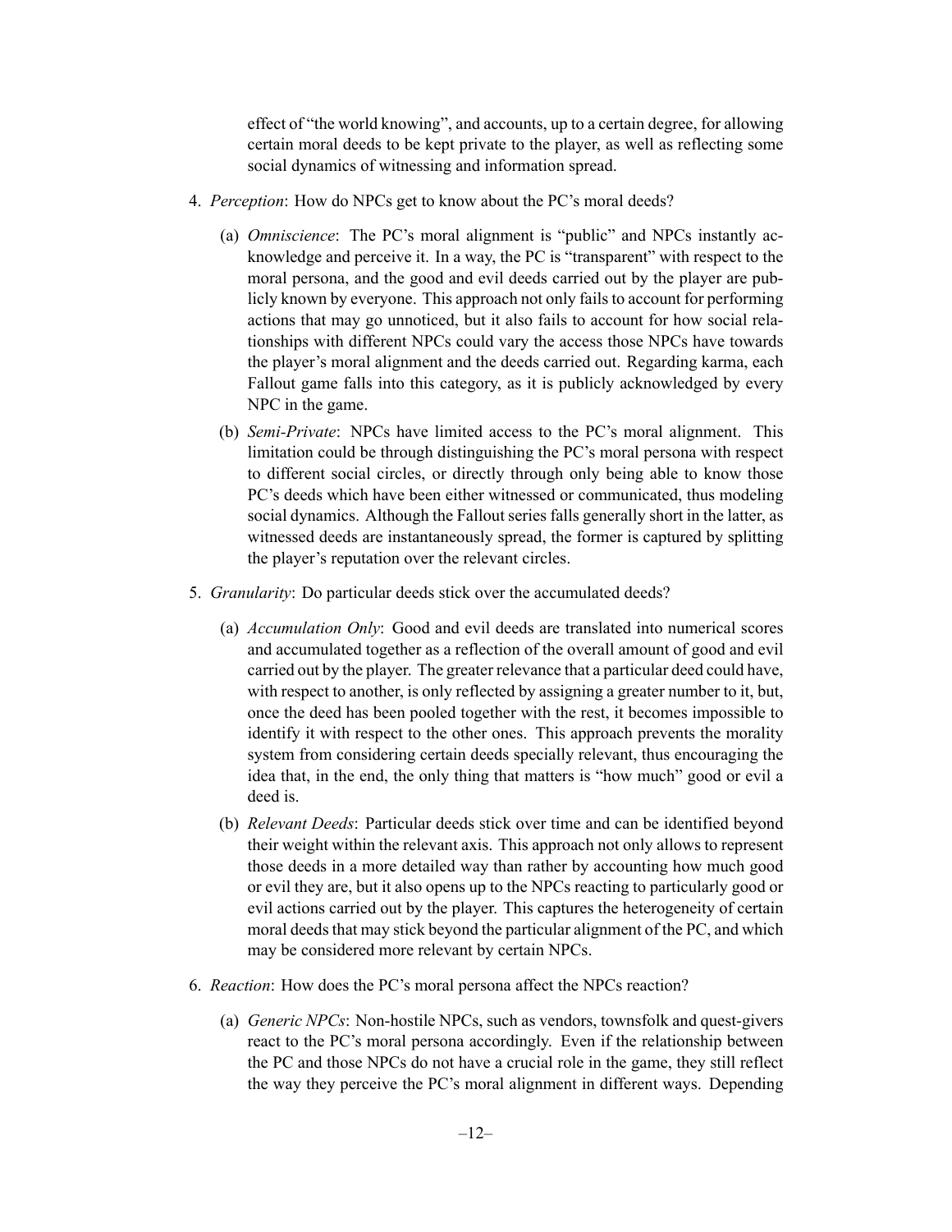effect of "the world knowing", and accounts, up to a certain degree, for allowing certain moral deeds to be kept private to the player, as well as reflecting some social dynamics of witnessing and information spread.

4. *Perception*: How do NPCs get to know about the PC's moral deeds?

   (a) *Omniscience*: The PC's moral alignment is "public" and NPCs instantly acknowledge and perceive it. In a way, the PC is "transparent" with respect to the moral persona, and the good and evil deeds carried out by the player are publicly known by everyone. This approach not only fails to account for performing actions that may go unnoticed, but it also fails to account for how social relationships with different NPCs could vary the access those NPCs have towards the player's moral alignment and the deeds carried out. Regarding karma, each Fallout game falls into this category, as it is publicly acknowledged by every NPC in the game.

   (b) *Semi-Private*: NPCs have limited access to the PC's moral alignment. This limitation could be through distinguishing the PC's moral persona with respect to different social circles, or directly through only being able to know those PC's deeds which have been either witnessed or communicated, thus modeling social dynamics. Although the Fallout series falls generally short in the latter, as witnessed deeds are instantaneously spread, the former is captured by splitting the player's reputation over the relevant circles.

5. *Granularity*: Do particular deeds stick over the accumulated deeds?

   (a) *Accumulation Only*: Good and evil deeds are translated into numerical scores and accumulated together as a reflection of the overall amount of good and evil carried out by the player. The greater relevance that a particular deed could have, with respect to another, is only reflected by assigning a greater number to it, but, once the deed has been pooled together with the rest, it becomes impossible to identify it with respect to the other ones. This approach prevents the morality system from considering certain deeds specially relevant, thus encouraging the idea that, in the end, the only thing that matters is "how much" good or evil a deed is.

   (b) *Relevant Deeds*: Particular deeds stick over time and can be identified beyond their weight within the relevant axis. This approach not only allows to represent those deeds in a more detailed way than rather by accounting how much good or evil they are, but it also opens up to the NPCs reacting to particularly good or evil actions carried out by the player. This captures the heterogeneity of certain moral deeds that may stick beyond the particular alignment of the PC, and which may be considered more relevant by certain NPCs.

6. *Reaction*: How does the PC's moral persona affect the NPCs reaction?

   (a) *Generic NPCs*: Non-hostile NPCs, such as vendors, townsfolk and quest-givers react to the PC's moral persona accordingly. Even if the relationship between the PC and those NPCs do not have a crucial role in the game, they still reflect the way they perceive the PC's moral alignment in different ways. Depending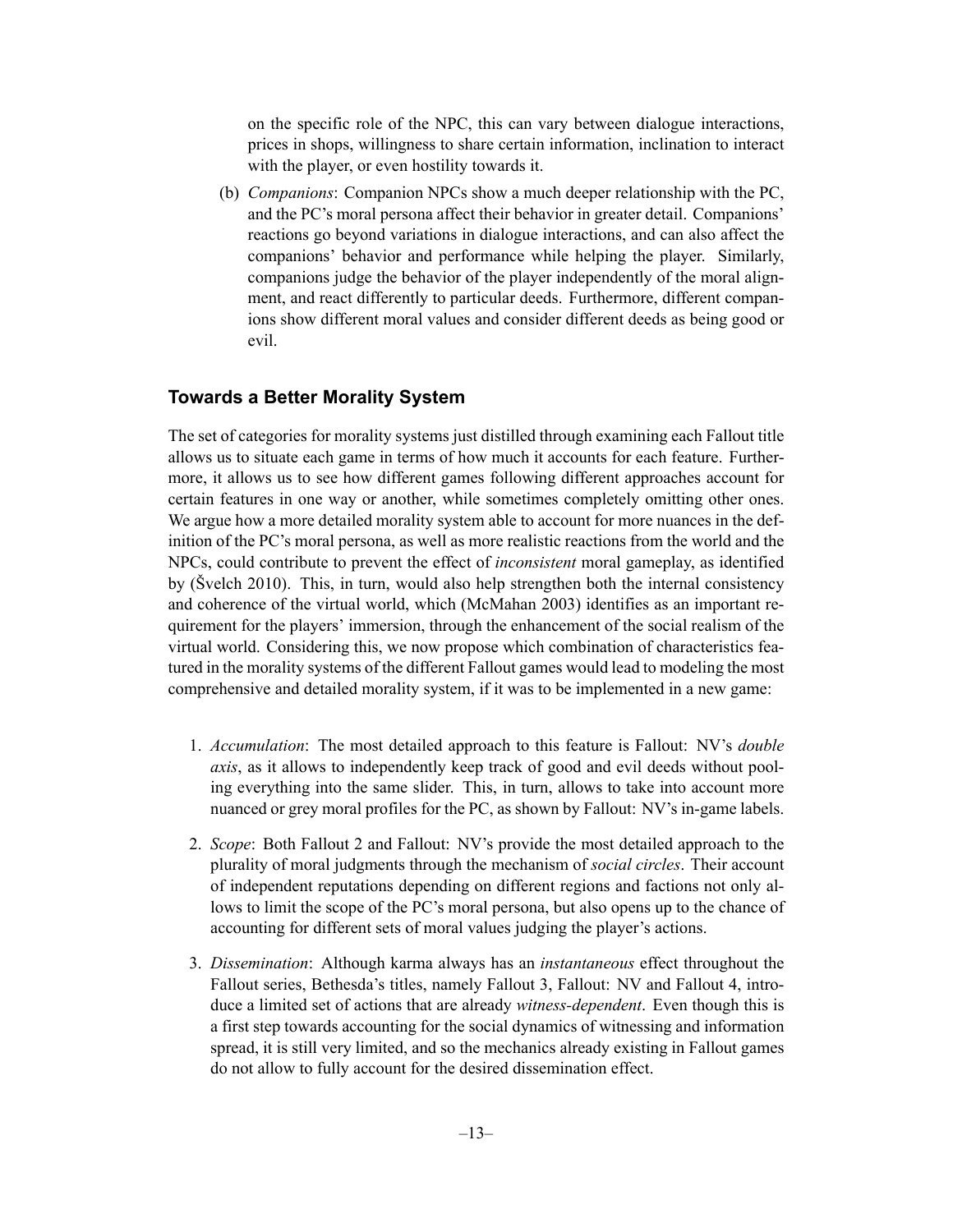on the specific role of the NPC, this can vary between dialogue interactions, prices in shops, willingness to share certain information, inclination to interact with the player, or even hostility towards it.

(b) *Companions*: Companion NPCs show a much deeper relationship with the PC, and the PC's moral persona affect their behavior in greater detail. Companions' reactions go beyond variations in dialogue interactions, and can also affect the companions' behavior and performance while helping the player. Similarly, companions judge the behavior of the player independently of the moral alignment, and react differently to particular deeds. Furthermore, different companions show different moral values and consider different deeds as being good or evil.

## Towards a Better Morality System

The set of categories for morality systems just distilled through examining each Fallout title allows us to situate each game in terms of how much it accounts for each feature. Furthermore, it allows us to see how different games following different approaches account for certain features in one way or another, while sometimes completely omitting other ones. We argue how a more detailed morality system able to account for more nuances in the definition of the PC's moral persona, as well as more realistic reactions from the world and the NPCs, could contribute to prevent the effect of *inconsistent* moral gameplay, as identified by (Švelch 2010). This, in turn, would also help strengthen both the internal consistency and coherence of the virtual world, which (McMahan 2003) identifies as an important requirement for the players' immersion, through the enhancement of the social realism of the virtual world. Considering this, we now propose which combination of characteristics featured in the morality systems of the different Fallout games would lead to modeling the most comprehensive and detailed morality system, if it was to be implemented in a new game:

1. *Accumulation*: The most detailed approach to this feature is Fallout: NV's *double axis*, as it allows to independently keep track of good and evil deeds without pooling everything into the same slider. This, in turn, allows to take into account more nuanced or grey moral profiles for the PC, as shown by Fallout: NV's in-game labels.

2. *Scope*: Both Fallout 2 and Fallout: NV's provide the most detailed approach to the plurality of moral judgments through the mechanism of *social circles*. Their account of independent reputations depending on different regions and factions not only allows to limit the scope of the PC's moral persona, but also opens up to the chance of accounting for different sets of moral values judging the player's actions.

3. *Dissemination*: Although karma always has an *instantaneous* effect throughout the Fallout series, Bethesda's titles, namely Fallout 3, Fallout: NV and Fallout 4, introduce a limited set of actions that are already *witness-dependent*. Even though this is a first step towards accounting for the social dynamics of witnessing and information spread, it is still very limited, and so the mechanics already existing in Fallout games do not allow to fully account for the desired dissemination effect.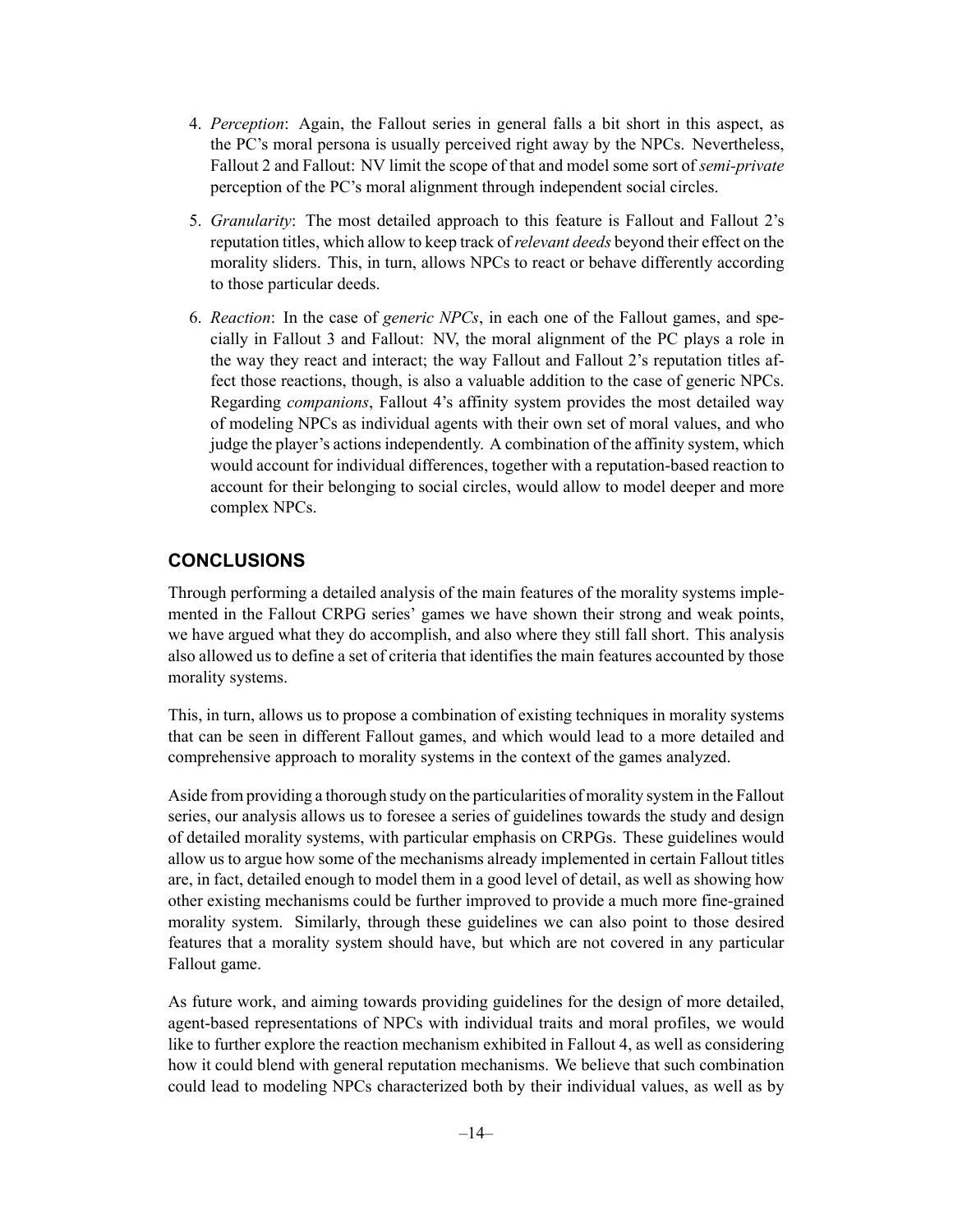4. *Perception*: Again, the Fallout series in general falls a bit short in this aspect, as the PC's moral persona is usually perceived right away by the NPCs. Nevertheless, Fallout 2 and Fallout: NV limit the scope of that and model some sort of *semi-private* perception of the PC's moral alignment through independent social circles.

5. *Granularity*: The most detailed approach to this feature is Fallout and Fallout 2's reputation titles, which allow to keep track of *relevant deeds* beyond their effect on the morality sliders. This, in turn, allows NPCs to react or behave differently according to those particular deeds.

6. *Reaction*: In the case of *generic NPCs*, in each one of the Fallout games, and specially in Fallout 3 and Fallout: NV, the moral alignment of the PC plays a role in the way they react and interact; the way Fallout and Fallout 2's reputation titles affect those reactions, though, is also a valuable addition to the case of generic NPCs. Regarding *companions*, Fallout 4's affinity system provides the most detailed way of modeling NPCs as individual agents with their own set of moral values, and who judge the player's actions independently. A combination of the affinity system, which would account for individual differences, together with a reputation-based reaction to account for their belonging to social circles, would allow to model deeper and more complex NPCs.

## CONCLUSIONS

Through performing a detailed analysis of the main features of the morality systems implemented in the Fallout CRPG series' games we have shown their strong and weak points, we have argued what they do accomplish, and also where they still fall short. This analysis also allowed us to define a set of criteria that identifies the main features accounted by those morality systems.

This, in turn, allows us to propose a combination of existing techniques in morality systems that can be seen in different Fallout games, and which would lead to a more detailed and comprehensive approach to morality systems in the context of the games analyzed.

Aside from providing a thorough study on the particularities of morality system in the Fallout series, our analysis allows us to foresee a series of guidelines towards the study and design of detailed morality systems, with particular emphasis on CRPGs. These guidelines would allow us to argue how some of the mechanisms already implemented in certain Fallout titles are, in fact, detailed enough to model them in a good level of detail, as well as showing how other existing mechanisms could be further improved to provide a much more fine-grained morality system. Similarly, through these guidelines we can also point to those desired features that a morality system should have, but which are not covered in any particular Fallout game.

As future work, and aiming towards providing guidelines for the design of more detailed, agent-based representations of NPCs with individual traits and moral profiles, we would like to further explore the reaction mechanism exhibited in Fallout 4, as well as considering how it could blend with general reputation mechanisms. We believe that such combination could lead to modeling NPCs characterized both by their individual values, as well as by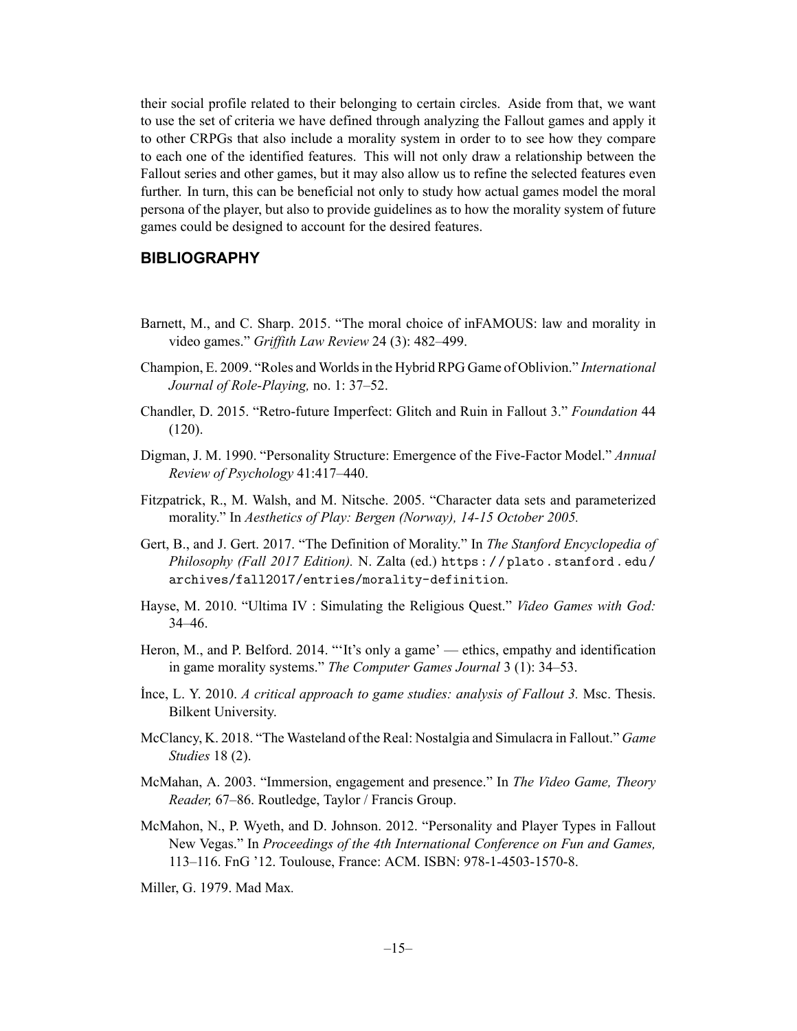their social profile related to their belonging to certain circles. Aside from that, we want to use the set of criteria we have defined through analyzing the Fallout games and apply it to other CRPGs that also include a morality system in order to to see how they compare to each one of the identified features. This will not only draw a relationship between the Fallout series and other games, but it may also allow us to refine the selected features even further. In turn, this can be beneficial not only to study how actual games model the moral persona of the player, but also to provide guidelines as to how the morality system of future games could be designed to account for the desired features.

## BIBLIOGRAPHY

Barnett, M., and C. Sharp. 2015. "The moral choice of inFAMOUS: law and morality in video games." *Griffith Law Review* 24 (3): 482–499.

Champion, E. 2009. "Roles and Worlds in the Hybrid RPG Game of Oblivion." *International Journal of Role-Playing,* no. 1: 37–52.

Chandler, D. 2015. "Retro-future Imperfect: Glitch and Ruin in Fallout 3." *Foundation* 44 (120).

Digman, J. M. 1990. "Personality Structure: Emergence of the Five-Factor Model." *Annual Review of Psychology* 41:417–440.

Fitzpatrick, R., M. Walsh, and M. Nitsche. 2005. "Character data sets and parameterized morality." In *Aesthetics of Play: Bergen (Norway), 14-15 October 2005.*

Gert, B., and J. Gert. 2017. "The Definition of Morality." In *The Stanford Encyclopedia of Philosophy (Fall 2017 Edition).* N. Zalta (ed.) https://plato.stanford.edu/archives/fall2017/entries/morality-definition.

Hayse, M. 2010. "Ultima IV : Simulating the Religious Quest." *Video Games with God:* 34–46.

Heron, M., and P. Belford. 2014. "'It's only a game' — ethics, empathy and identification in game morality systems." *The Computer Games Journal* 3 (1): 34–53.

İnce, L. Y. 2010. *A critical approach to game studies: analysis of Fallout 3.* Msc. Thesis. Bilkent University.

McClancy, K. 2018. "The Wasteland of the Real: Nostalgia and Simulacra in Fallout." *Game Studies* 18 (2).

McMahan, A. 2003. "Immersion, engagement and presence." In *The Video Game, Theory Reader,* 67–86. Routledge, Taylor / Francis Group.

McMahon, N., P. Wyeth, and D. Johnson. 2012. "Personality and Player Types in Fallout New Vegas." In *Proceedings of the 4th International Conference on Fun and Games,* 113–116. FnG '12. Toulouse, France: ACM. ISBN: 978-1-4503-1570-8.

Miller, G. 1979. Mad Max.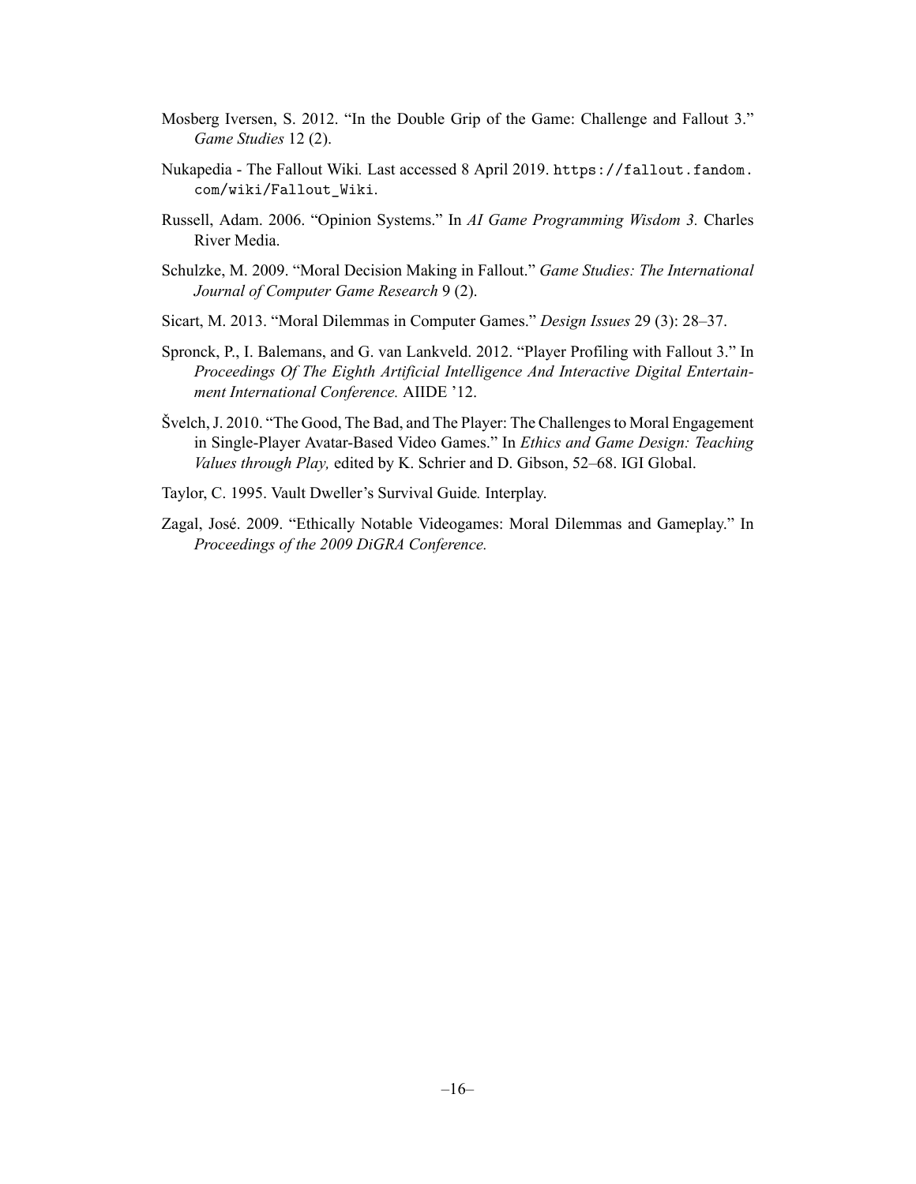Mosberg Iversen, S. 2012. "In the Double Grip of the Game: Challenge and Fallout 3." *Game Studies* 12 (2).

Nukapedia - The Fallout Wiki*.* Last accessed 8 April 2019. `https://fallout.fandom.com/wiki/Fallout_Wiki`.

Russell, Adam. 2006. "Opinion Systems." In *AI Game Programming Wisdom 3.* Charles River Media.

Schulzke, M. 2009. "Moral Decision Making in Fallout." *Game Studies: The International Journal of Computer Game Research* 9 (2).

Sicart, M. 2013. "Moral Dilemmas in Computer Games." *Design Issues* 29 (3): 28–37.

Spronck, P., I. Balemans, and G. van Lankveld. 2012. "Player Profiling with Fallout 3." In *Proceedings Of The Eighth Artificial Intelligence And Interactive Digital Entertainment International Conference.* AIIDE '12.

Švelch, J. 2010. "The Good, The Bad, and The Player: The Challenges to Moral Engagement in Single-Player Avatar-Based Video Games." In *Ethics and Game Design: Teaching Values through Play,* edited by K. Schrier and D. Gibson, 52–68. IGI Global.

Taylor, C. 1995. Vault Dweller's Survival Guide*.* Interplay.

Zagal, José. 2009. "Ethically Notable Videogames: Moral Dilemmas and Gameplay." In *Proceedings of the 2009 DiGRA Conference.*